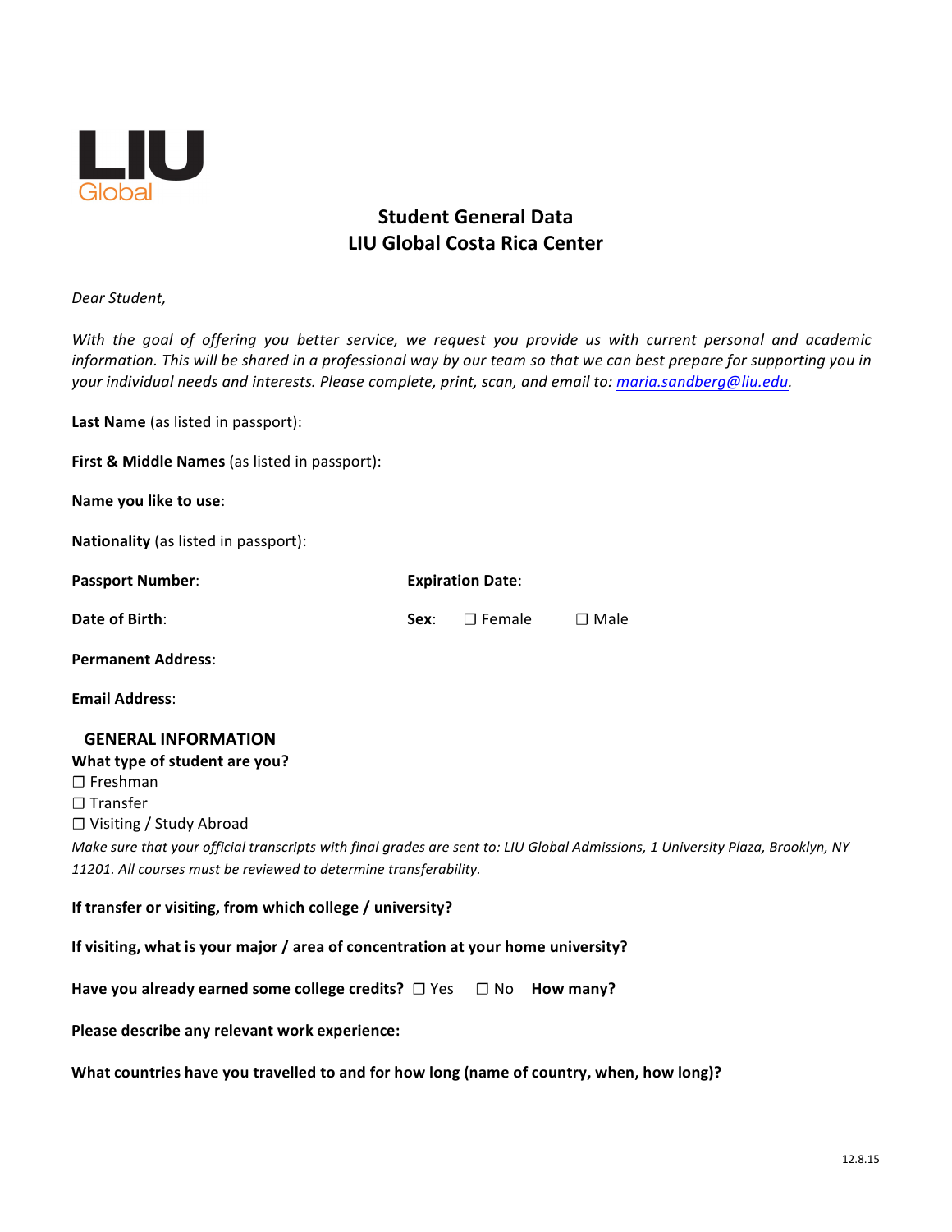LIU Global

# Student General Data
# LIU Global Costa Rica Center

*Dear Student,*

*With the goal of offering you better service, we request you provide us with current personal and academic information. This will be shared in a professional way by our team so that we can best prepare for supporting you in your individual needs and interests. Please complete, print, scan, and email to: maria.sandberg@liu.edu.*

**Last Name** (as listed in passport):

**First & Middle Names** (as listed in passport):

**Name you like to use**:

**Nationality** (as listed in passport):

**Passport Number**: **Expiration Date**:

**Date of Birth**: **Sex**: ☐ Female ☐ Male

**Permanent Address**:

**Email Address**:

## GENERAL INFORMATION

**What type of student are you?**

☐ Freshman
☐ Transfer
☐ Visiting / Study Abroad

*Make sure that your official transcripts with final grades are sent to: LIU Global Admissions, 1 University Plaza, Brooklyn, NY 11201. All courses must be reviewed to determine transferability.*

**If transfer or visiting, from which college / university?**

**If visiting, what is your major / area of concentration at your home university?**

**Have you already earned some college credits?** ☐ Yes ☐ No **How many?**

**Please describe any relevant work experience:**

**What countries have you travelled to and for how long (name of country, when, how long)?**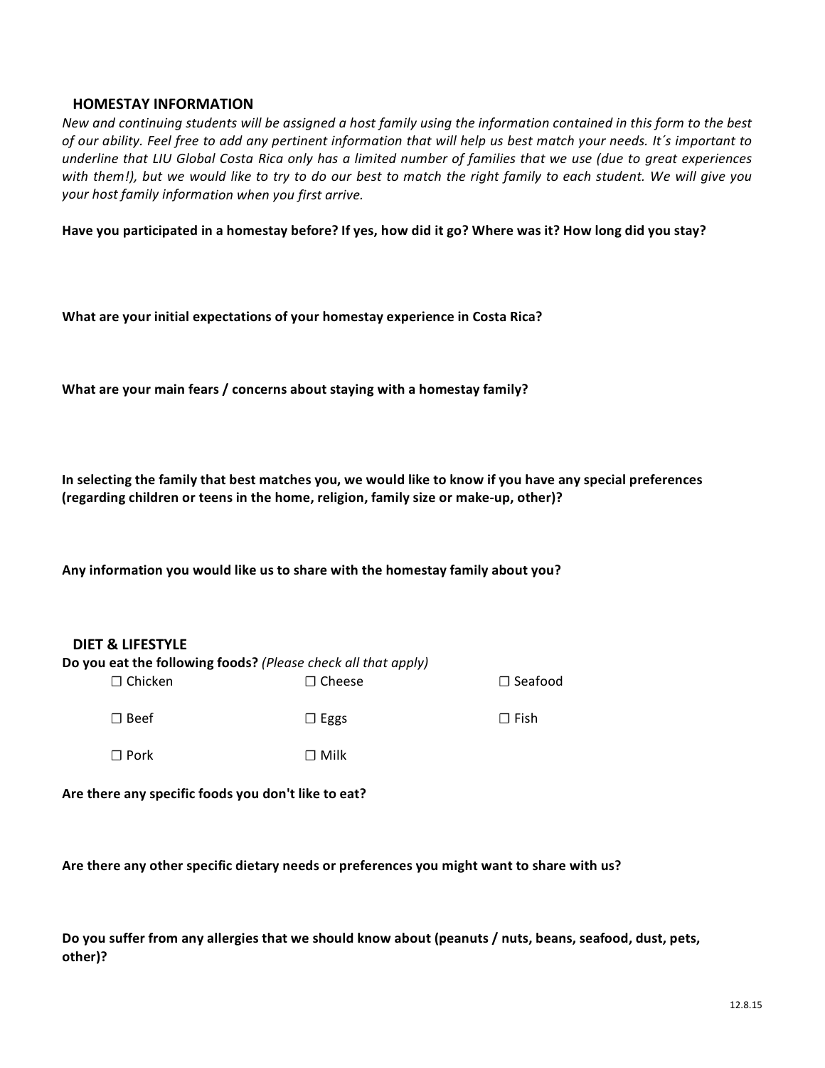## HOMESTAY INFORMATION

*New and continuing students will be assigned a host family using the information contained in this form to the best of our ability. Feel free to add any pertinent information that will help us best match your needs. It´s important to underline that LIU Global Costa Rica only has a limited number of families that we use (due to great experiences with them!), but we would like to try to do our best to match the right family to each student. We will give you your host family information when you first arrive.*

**Have you participated in a homestay before? If yes, how did it go? Where was it? How long did you stay?**

**What are your initial expectations of your homestay experience in Costa Rica?**

**What are your main fears / concerns about staying with a homestay family?**

**In selecting the family that best matches you, we would like to know if you have any special preferences (regarding children or teens in the home, religion, family size or make-up, other)?**

**Any information you would like us to share with the homestay family about you?**

## DIET & LIFESTYLE

**Do you eat the following foods?** *(Please check all that apply)*

| | | |
|---|---|---|
| ☐ Chicken | ☐ Cheese | ☐ Seafood |
| ☐ Beef | ☐ Eggs | ☐ Fish |
| ☐ Pork | ☐ Milk | |

**Are there any specific foods you don't like to eat?**

**Are there any other specific dietary needs or preferences you might want to share with us?**

**Do you suffer from any allergies that we should know about (peanuts / nuts, beans, seafood, dust, pets, other)?**

12.8.15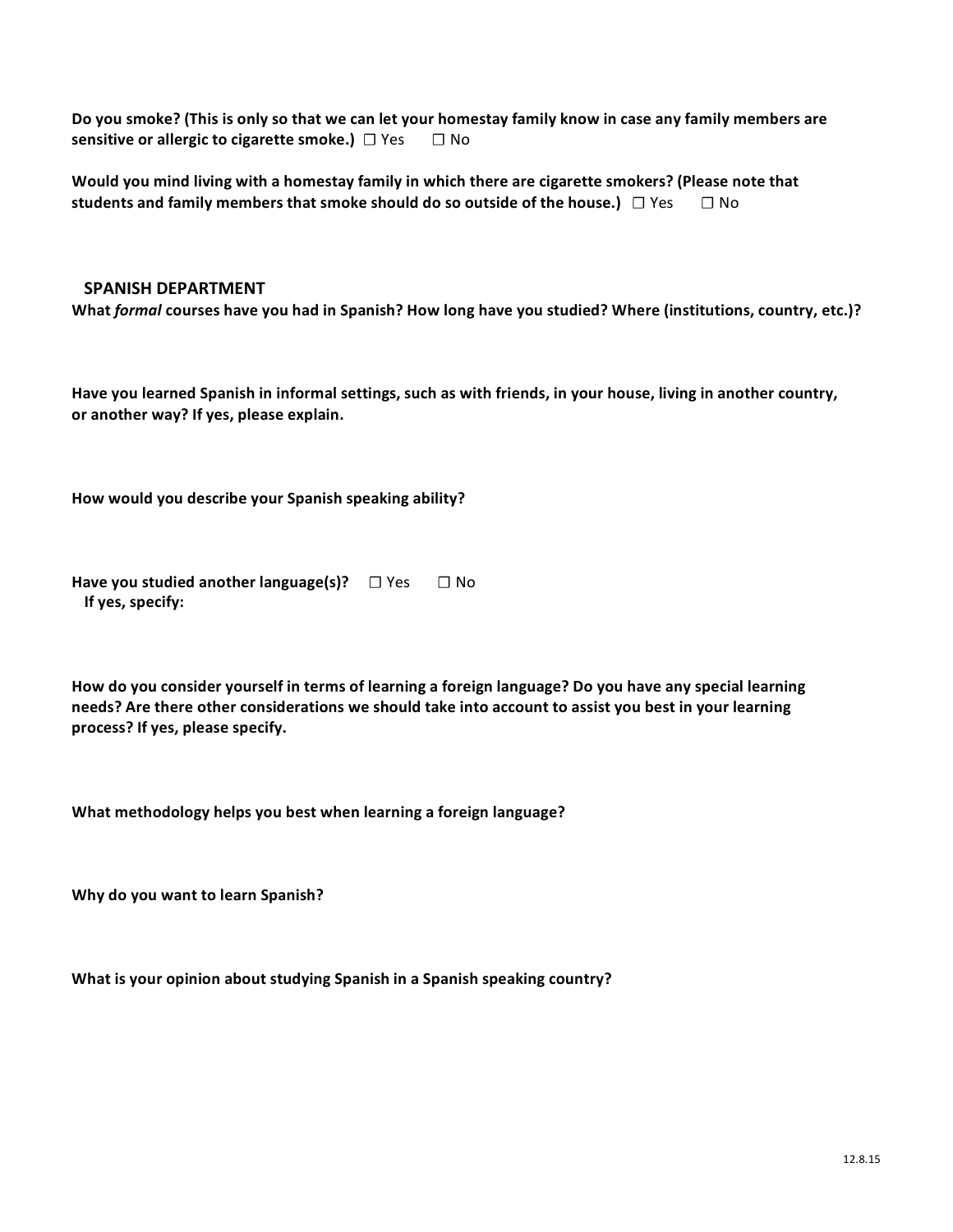**Do you smoke? (This is only so that we can let your homestay family know in case any family members are sensitive or allergic to cigarette smoke.)** ☐ Yes ☐ No

**Would you mind living with a homestay family in which there are cigarette smokers? (Please note that students and family members that smoke should do so outside of the house.)** ☐ Yes ☐ No

## SPANISH DEPARTMENT

**What *formal* courses have you had in Spanish? How long have you studied? Where (institutions, country, etc.)?**

**Have you learned Spanish in informal settings, such as with friends, in your house, living in another country, or another way? If yes, please explain.**

**How would you describe your Spanish speaking ability?**

**Have you studied another language(s)?** ☐ Yes ☐ No
**If yes, specify:**

**How do you consider yourself in terms of learning a foreign language? Do you have any special learning needs? Are there other considerations we should take into account to assist you best in your learning process? If yes, please specify.**

**What methodology helps you best when learning a foreign language?**

**Why do you want to learn Spanish?**

**What is your opinion about studying Spanish in a Spanish speaking country?**

12.8.15